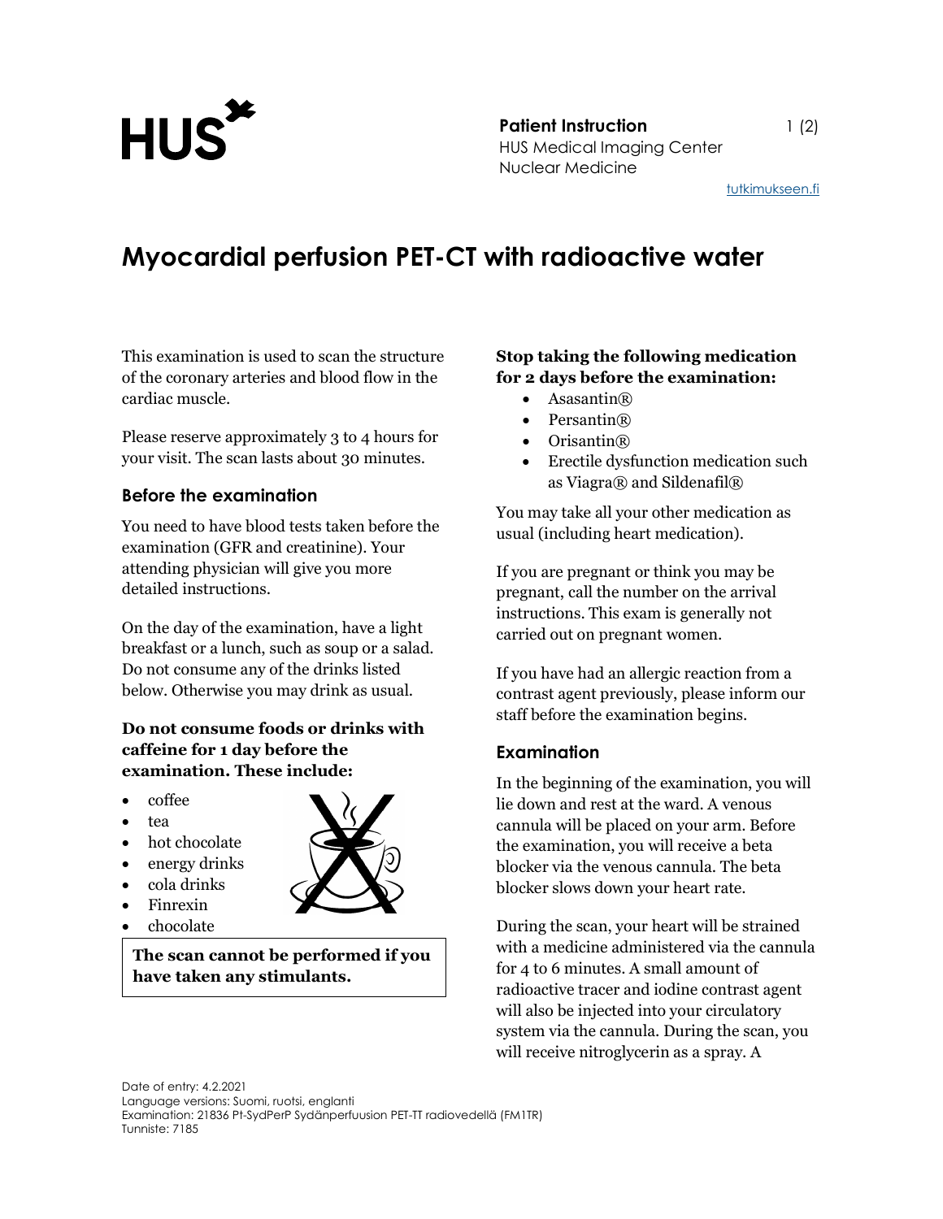**Patient Instruction**
HUS Medical Imaging Center
Nuclear Medicine

tutkimukseen.fi

# Myocardial perfusion PET-CT with radioactive water

This examination is used to scan the structure of the coronary arteries and blood flow in the cardiac muscle.

Please reserve approximately 3 to 4 hours for your visit. The scan lasts about 30 minutes.

## Before the examination

You need to have blood tests taken before the examination (GFR and creatinine). Your attending physician will give you more detailed instructions.

On the day of the examination, have a light breakfast or a lunch, such as soup or a salad. Do not consume any of the drinks listed below. Otherwise you may drink as usual.

**Do not consume foods or drinks with caffeine for 1 day before the examination. These include:**

- coffee
- tea
- hot chocolate
- energy drinks
- cola drinks
- Finrexin
- chocolate

**The scan cannot be performed if you have taken any stimulants.**

**Stop taking the following medication for 2 days before the examination:**

- Asasantin®
- Persantin®
- Orisantin®
- Erectile dysfunction medication such as Viagra® and Sildenafil®

You may take all your other medication as usual (including heart medication).

If you are pregnant or think you may be pregnant, call the number on the arrival instructions. This exam is generally not carried out on pregnant women.

If you have had an allergic reaction from a contrast agent previously, please inform our staff before the examination begins.

## Examination

In the beginning of the examination, you will lie down and rest at the ward. A venous cannula will be placed on your arm. Before the examination, you will receive a beta blocker via the venous cannula. The beta blocker slows down your heart rate.

During the scan, your heart will be strained with a medicine administered via the cannula for 4 to 6 minutes. A small amount of radioactive tracer and iodine contrast agent will also be injected into your circulatory system via the cannula. During the scan, you will receive nitroglycerin as a spray. A

Date of entry: 4.2.2021
Language versions: Suomi, ruotsi, englanti
Examination: 21836 Pt-SydPerP Sydänperfuusion PET-TT radiovedellä (FM1TR)
Tunniste: 7185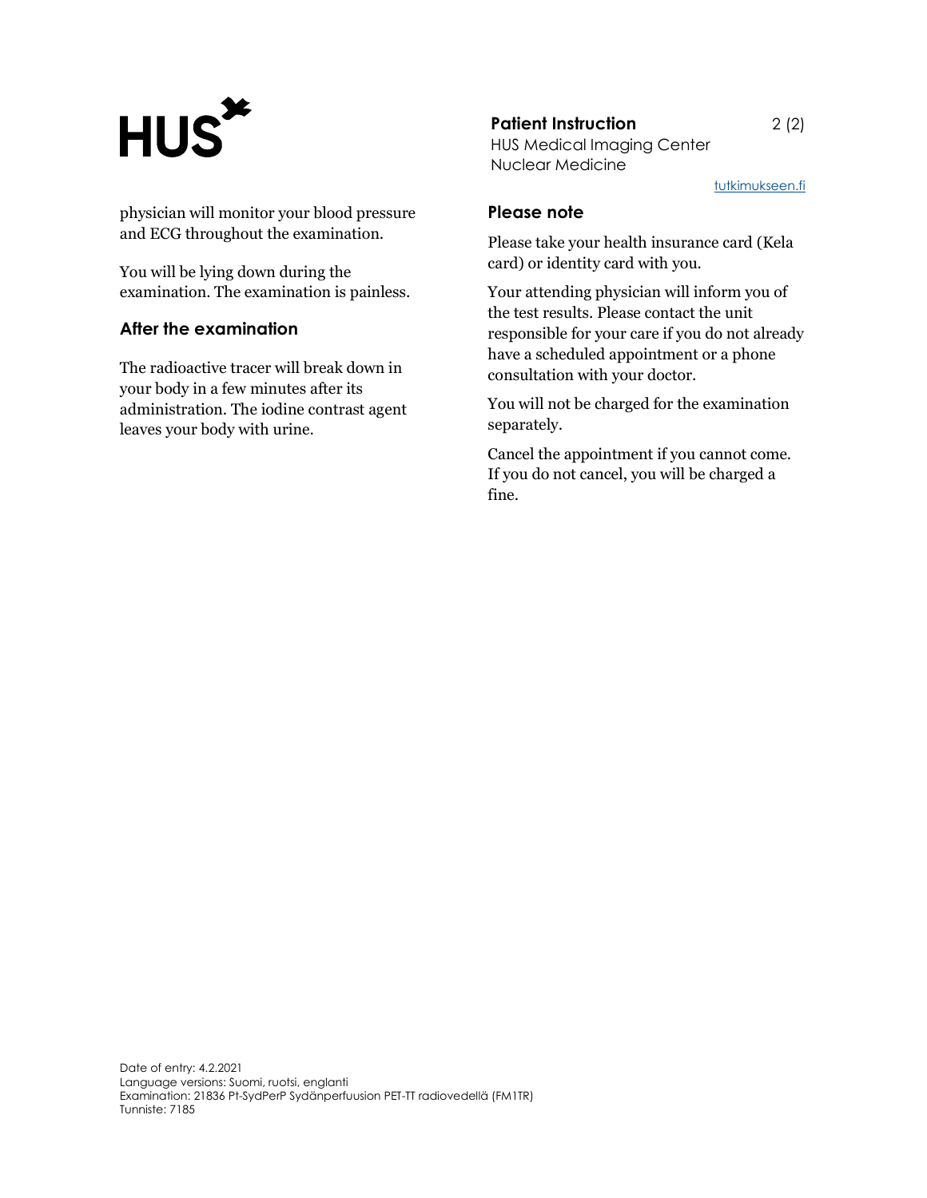physician will monitor your blood pressure and ECG throughout the examination.

You will be lying down during the examination. The examination is painless.

## After the examination

The radioactive tracer will break down in your body in a few minutes after its administration. The iodine contrast agent leaves your body with urine.

## Please note

Please take your health insurance card (Kela card) or identity card with you.

Your attending physician will inform you of the test results. Please contact the unit responsible for your care if you do not already have a scheduled appointment or a phone consultation with your doctor.

You will not be charged for the examination separately.

Cancel the appointment if you cannot come. If you do not cancel, you will be charged a fine.

Date of entry: 4.2.2021
Language versions: Suomi, ruotsi, englanti
Examination: 21836 Pt-SydPerP Sydänperfuusion PET-TT radiovedellä (FM1TR)
Tunniste: 7185